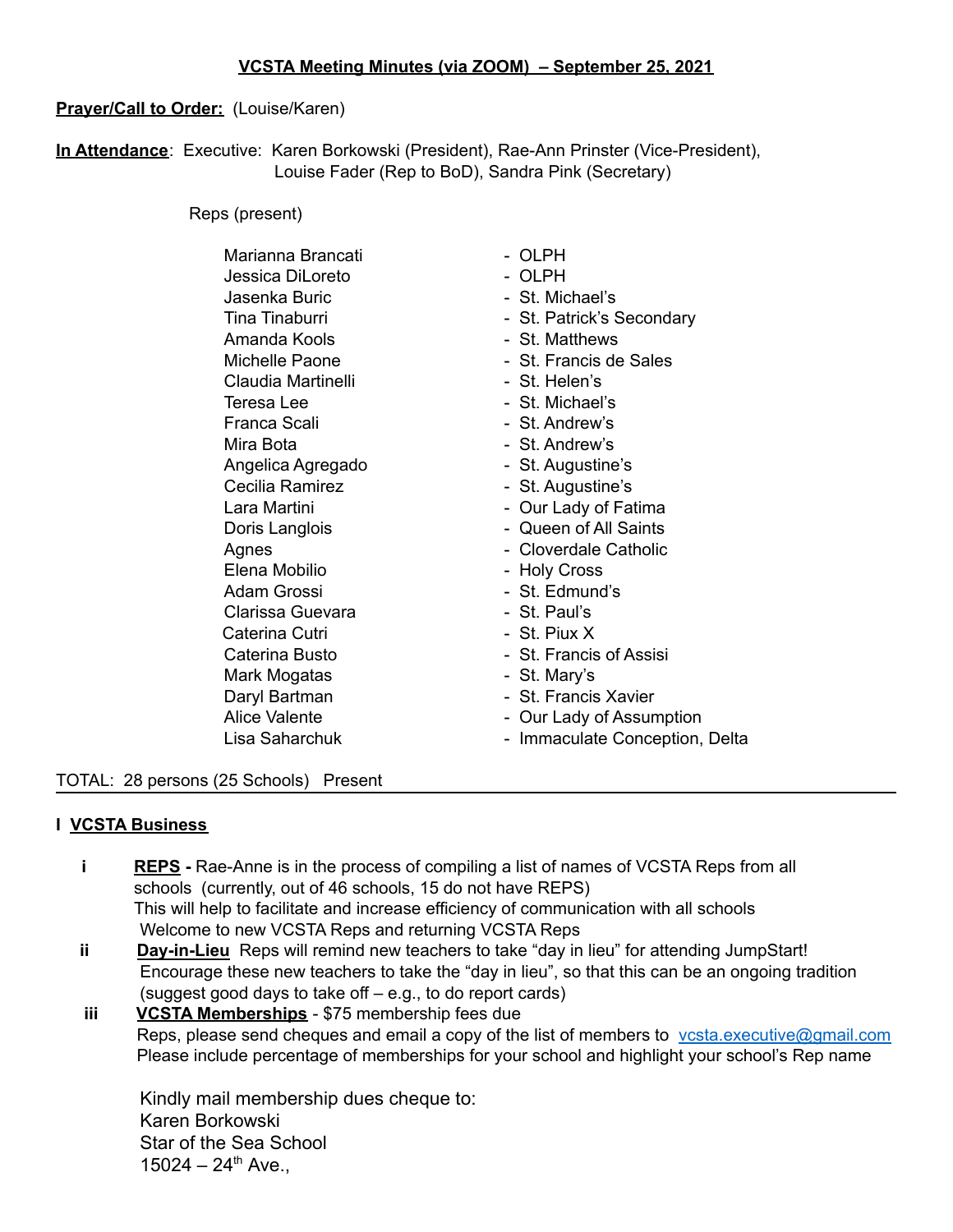# **VCSTA Meeting Minutes (via ZOOM) – September 25, 2021**

**Prayer/Call to Order:** (Louise/Karen)

**In Attendance**: Executive: Karen Borkowski (President), Rae-Ann Prinster (Vice-President), Louise Fader (Rep to BoD), Sandra Pink (Secretary)

Reps (present)

| Name | School |
|---|---|
| Marianna Brancati | - OLPH |
| Jessica DiLoreto | - OLPH |
| Jasenka Buric | - St. Michael's |
| Tina Tinaburri | - St. Patrick's Secondary |
| Amanda Kools | - St. Matthews |
| Michelle Paone | - St. Francis de Sales |
| Claudia Martinelli | - St. Helen's |
| Teresa Lee | - St. Michael's |
| Franca Scali | - St. Andrew's |
| Mira Bota | - St. Andrew's |
| Angelica Agregado | - St. Augustine's |
| Cecilia Ramirez | - St. Augustine's |
| Lara Martini | - Our Lady of Fatima |
| Doris Langlois | - Queen of All Saints |
| Agnes | - Cloverdale Catholic |
| Elena Mobilio | - Holy Cross |
| Adam Grossi | - St. Edmund's |
| Clarissa Guevara | - St. Paul's |
| Caterina Cutri | - St. Piux X |
| Caterina Busto | - St. Francis of Assisi |
| Mark Mogatas | - St. Mary's |
| Daryl Bartman | - St. Francis Xavier |
| Alice Valente | - Our Lady of Assumption |
| Lisa Saharchuk | - Immaculate Conception, Delta |

TOTAL: 28 persons (25 Schools) Present

---

## I **VCSTA Business**

**i** **REPS** - Rae-Anne is in the process of compiling a list of names of VCSTA Reps from all schools (currently, out of 46 schools, 15 do not have REPS)
This will help to facilitate and increase efficiency of communication with all schools
Welcome to new VCSTA Reps and returning VCSTA Reps

**ii** **Day-in-Lieu** Reps will remind new teachers to take "day in lieu" for attending JumpStart!
Encourage these new teachers to take the "day in lieu", so that this can be an ongoing tradition (suggest good days to take off – e.g., to do report cards)

**iii** **VCSTA Memberships** - $75 membership fees due
Reps, please send cheques and email a copy of the list of members to vcsta.executive@gmail.com
Please include percentage of memberships for your school and highlight your school's Rep name

Kindly mail membership dues cheque to:
Karen Borkowski
Star of the Sea School
15024 – 24th Ave.,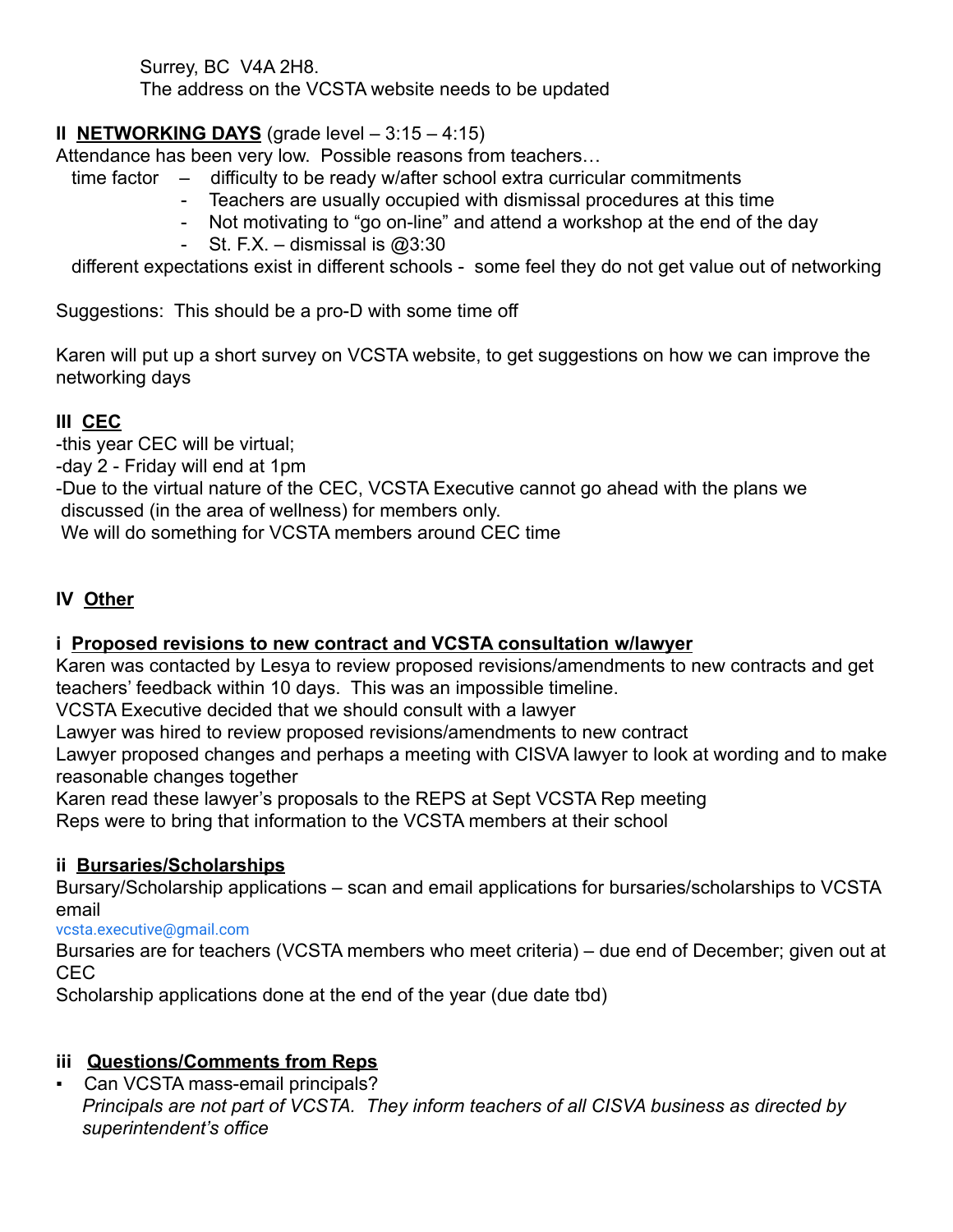Surrey, BC  V4A 2H8.
The address on the VCSTA website needs to be updated

## II **NETWORKING DAYS** (grade level – 3:15 – 4:15)

Attendance has been very low.  Possible reasons from teachers…

time factor – difficulty to be ready w/after school extra curricular commitments
- Teachers are usually occupied with dismissal procedures at this time
- Not motivating to "go on-line" and attend a workshop at the end of the day
- St. F.X. – dismissal is @3:30

different expectations exist in different schools -  some feel they do not get value out of networking

Suggestions:  This should be a pro-D with some time off

Karen will put up a short survey on VCSTA website, to get suggestions on how we can improve the networking days

## III **CEC**

-this year CEC will be virtual;
-day 2 - Friday will end at 1pm
-Due to the virtual nature of the CEC, VCSTA Executive cannot go ahead with the plans we discussed (in the area of wellness) for members only.
We will do something for VCSTA members around CEC time

## IV **Other**

### i **Proposed revisions to new contract and VCSTA consultation w/lawyer**

Karen was contacted by Lesya to review proposed revisions/amendments to new contracts and get teachers' feedback within 10 days.  This was an impossible timeline.
VCSTA Executive decided that we should consult with a lawyer
Lawyer was hired to review proposed revisions/amendments to new contract
Lawyer proposed changes and perhaps a meeting with CISVA lawyer to look at wording and to make reasonable changes together
Karen read these lawyer's proposals to the REPS at Sept VCSTA Rep meeting
Reps were to bring that information to the VCSTA members at their school

### ii **Bursaries/Scholarships**

Bursary/Scholarship applications – scan and email applications for bursaries/scholarships to VCSTA email
vcsta.executive@gmail.com
Bursaries are for teachers (VCSTA members who meet criteria) – due end of December; given out at CEC
Scholarship applications done at the end of the year (due date tbd)

### iii **Questions/Comments from Reps**

- Can VCSTA mass-email principals?
  *Principals are not part of VCSTA.  They inform teachers of all CISVA business as directed by superintendent's office*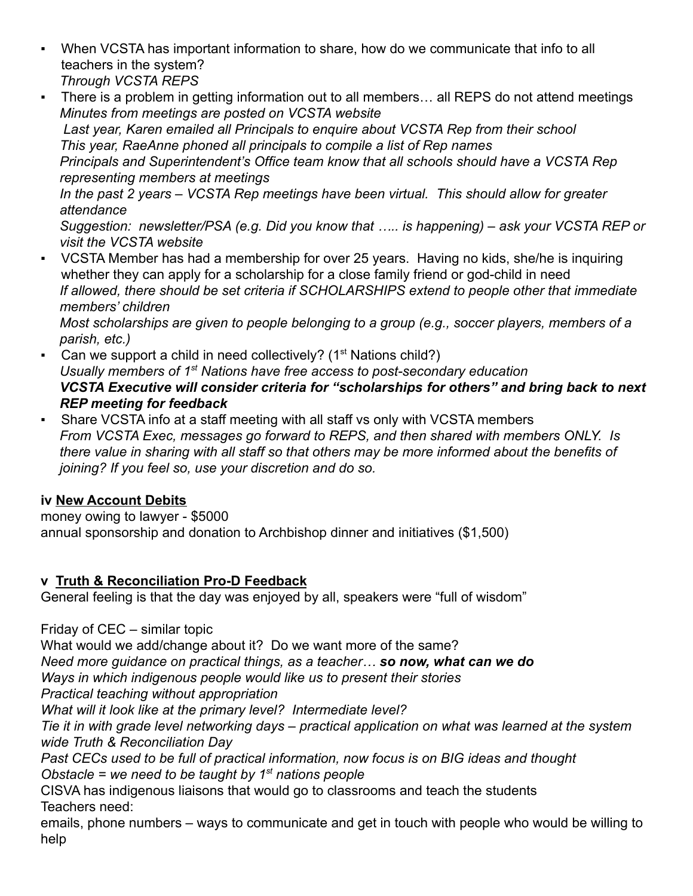- When VCSTA has important information to share, how do we communicate that info to all teachers in the system?
  *Through VCSTA REPS*
- There is a problem in getting information out to all members… all REPS do not attend meetings
  *Minutes from meetings are posted on VCSTA website*
  *Last year, Karen emailed all Principals to enquire about VCSTA Rep from their school*
  *This year, RaeAnne phoned all principals to compile a list of Rep names*
  *Principals and Superintendent's Office team know that all schools should have a VCSTA Rep representing members at meetings*
  *In the past 2 years – VCSTA Rep meetings have been virtual. This should allow for greater attendance*
  *Suggestion: newsletter/PSA (e.g. Did you know that ….. is happening) – ask your VCSTA REP or visit the VCSTA website*
- VCSTA Member has had a membership for over 25 years. Having no kids, she/he is inquiring whether they can apply for a scholarship for a close family friend or god-child in need
  *If allowed, there should be set criteria if SCHOLARSHIPS extend to people other that immediate members' children*
  *Most scholarships are given to people belonging to a group (e.g., soccer players, members of a parish, etc.)*
- Can we support a child in need collectively? (1st Nations child?)
  *Usually members of 1st Nations have free access to post-secondary education*
  ***VCSTA Executive will consider criteria for "scholarships for others" and bring back to next REP meeting for feedback***
- Share VCSTA info at a staff meeting with all staff vs only with VCSTA members
  *From VCSTA Exec, messages go forward to REPS, and then shared with members ONLY. Is there value in sharing with all staff so that others may be more informed about the benefits of joining? If you feel so, use your discretion and do so.*

**iv <u>New Account Debits</u>**

money owing to lawyer - $5000
annual sponsorship and donation to Archbishop dinner and initiatives ($1,500)

**v <u>Truth & Reconciliation Pro-D Feedback</u>**

General feeling is that the day was enjoyed by all, speakers were "full of wisdom"

Friday of CEC – similar topic
What would we add/change about it? Do we want more of the same?
*Need more guidance on practical things, as a teacher…* ***so now, what can we do***
*Ways in which indigenous people would like us to present their stories*
*Practical teaching without appropriation*
*What will it look like at the primary level? Intermediate level?*
*Tie it in with grade level networking days – practical application on what was learned at the system wide Truth & Reconciliation Day*
*Past CECs used to be full of practical information, now focus is on BIG ideas and thought*
*Obstacle = we need to be taught by 1st nations people*
CISVA has indigenous liaisons that would go to classrooms and teach the students
Teachers need:
emails, phone numbers – ways to communicate and get in touch with people who would be willing to help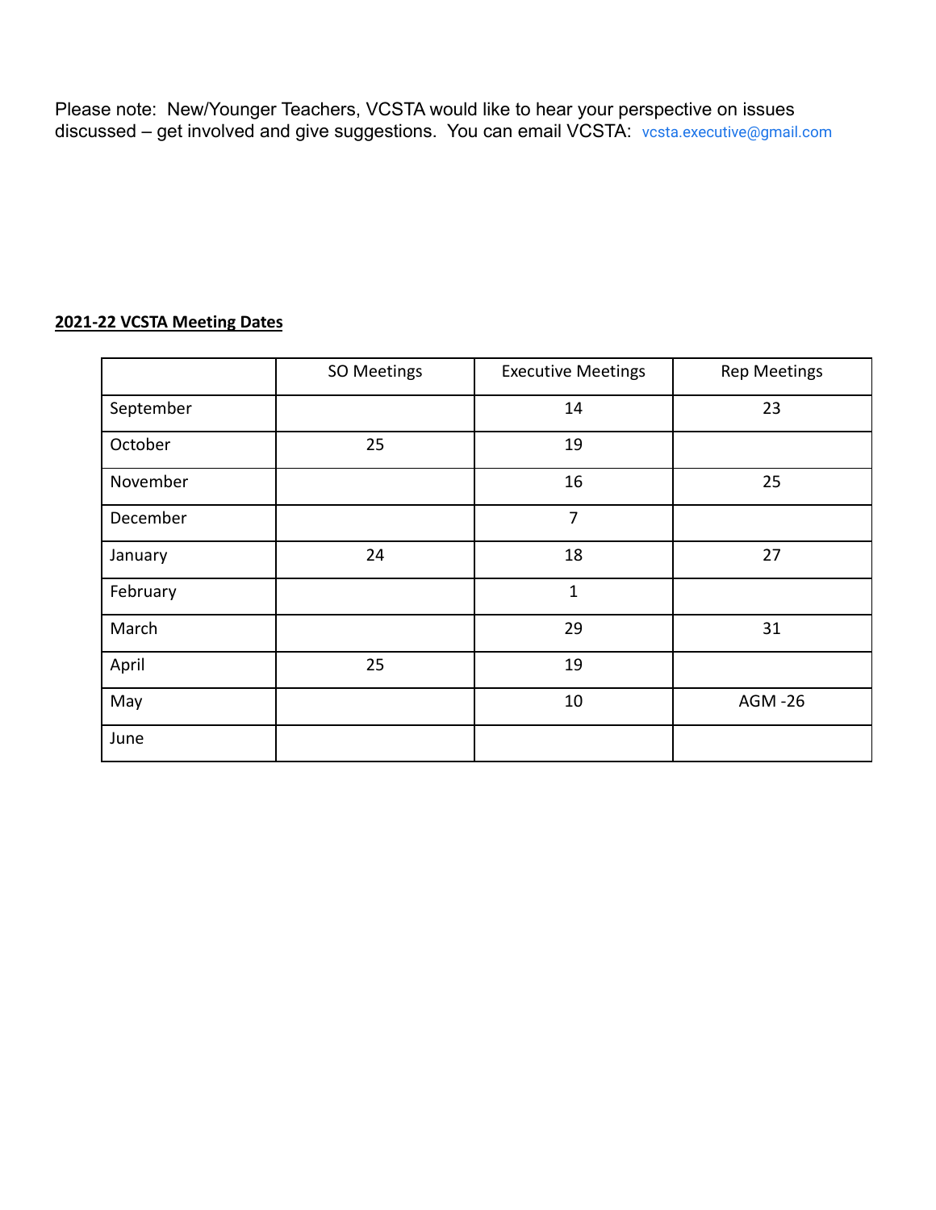Please note: New/Younger Teachers, VCSTA would like to hear your perspective on issues discussed – get involved and give suggestions. You can email VCSTA: vcsta.executive@gmail.com

**2021-22 VCSTA Meeting Dates**

| | SO Meetings | Executive Meetings | Rep Meetings |
|---|---|---|---|
| September | | 14 | 23 |
| October | 25 | 19 | |
| November | | 16 | 25 |
| December | | 7 | |
| January | 24 | 18 | 27 |
| February | | 1 | |
| March | | 29 | 31 |
| April | 25 | 19 | |
| May | | 10 | AGM -26 |
| June | | | |